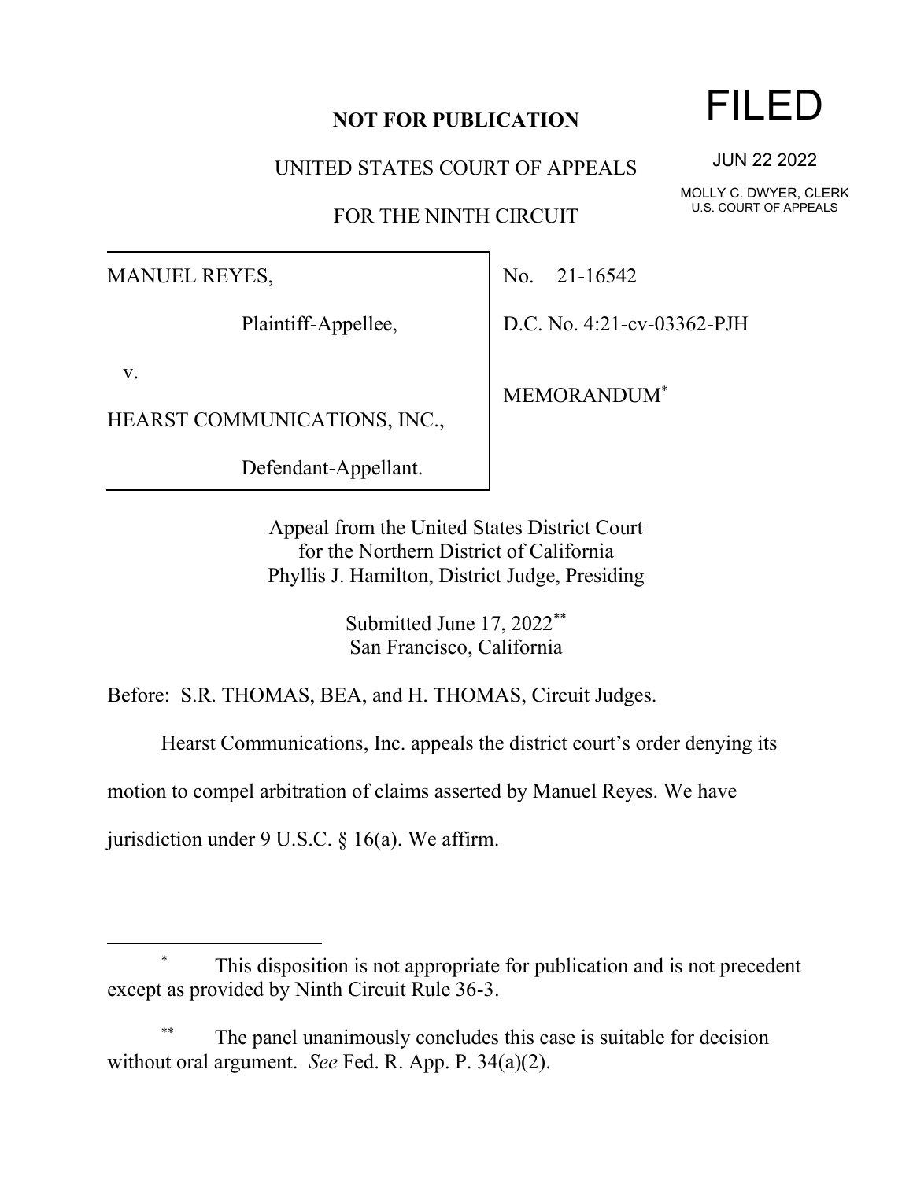**NOT FOR PUBLICATION**

FILED

JUN 22 2022

MOLLY C. DWYER, CLERK
U.S. COURT OF APPEALS

UNITED STATES COURT OF APPEALS

FOR THE NINTH CIRCUIT

| | |
|---|---|
| MANUEL REYES,<br><br>Plaintiff-Appellee,<br><br>v.<br><br>HEARST COMMUNICATIONS, INC.,<br><br>Defendant-Appellant. | No. 21-16542<br><br>D.C. No. 4:21-cv-03362-PJH<br><br>MEMORANDUM[*] |

Appeal from the United States District Court
for the Northern District of California
Phyllis J. Hamilton, District Judge, Presiding

Submitted June 17, 2022[**]
San Francisco, California

Before: S.R. THOMAS, BEA, and H. THOMAS, Circuit Judges.

Hearst Communications, Inc. appeals the district court's order denying its motion to compel arbitration of claims asserted by Manuel Reyes. We have jurisdiction under 9 U.S.C. § 16(a). We affirm.

---

[*] This disposition is not appropriate for publication and is not precedent except as provided by Ninth Circuit Rule 36-3.

[**] The panel unanimously concludes this case is suitable for decision without oral argument. *See* Fed. R. App. P. 34(a)(2).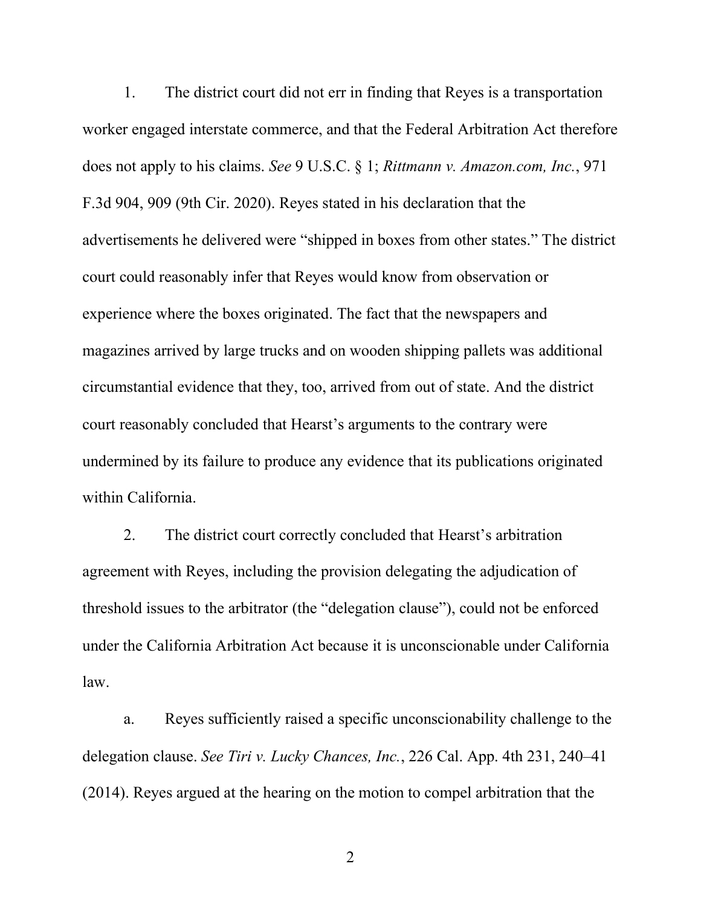1. The district court did not err in finding that Reyes is a transportation worker engaged interstate commerce, and that the Federal Arbitration Act therefore does not apply to his claims. *See* 9 U.S.C. § 1; *Rittmann v. Amazon.com, Inc.*, 971 F.3d 904, 909 (9th Cir. 2020). Reyes stated in his declaration that the advertisements he delivered were "shipped in boxes from other states." The district court could reasonably infer that Reyes would know from observation or experience where the boxes originated. The fact that the newspapers and magazines arrived by large trucks and on wooden shipping pallets was additional circumstantial evidence that they, too, arrived from out of state. And the district court reasonably concluded that Hearst's arguments to the contrary were undermined by its failure to produce any evidence that its publications originated within California.

2. The district court correctly concluded that Hearst's arbitration agreement with Reyes, including the provision delegating the adjudication of threshold issues to the arbitrator (the "delegation clause"), could not be enforced under the California Arbitration Act because it is unconscionable under California law.

a. Reyes sufficiently raised a specific unconscionability challenge to the delegation clause. *See Tiri v. Lucky Chances, Inc.*, 226 Cal. App. 4th 231, 240–41 (2014). Reyes argued at the hearing on the motion to compel arbitration that the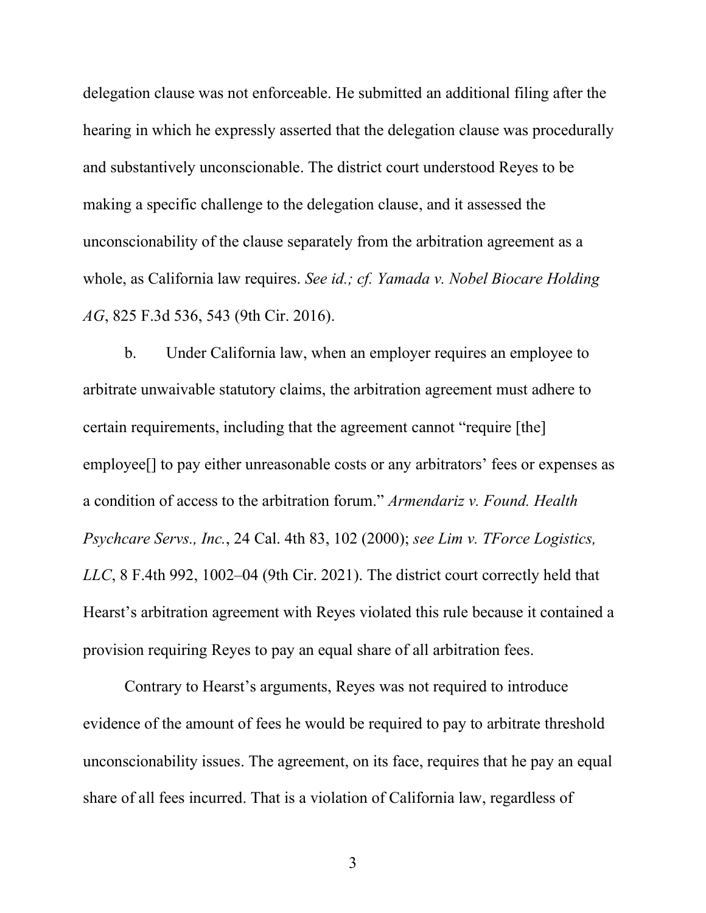delegation clause was not enforceable. He submitted an additional filing after the hearing in which he expressly asserted that the delegation clause was procedurally and substantively unconscionable. The district court understood Reyes to be making a specific challenge to the delegation clause, and it assessed the unconscionability of the clause separately from the arbitration agreement as a whole, as California law requires. *See id.; cf. Yamada v. Nobel Biocare Holding AG*, 825 F.3d 536, 543 (9th Cir. 2016).

b. Under California law, when an employer requires an employee to arbitrate unwaivable statutory claims, the arbitration agreement must adhere to certain requirements, including that the agreement cannot "require [the] employee[] to pay either unreasonable costs or any arbitrators' fees or expenses as a condition of access to the arbitration forum." *Armendariz v. Found. Health Psychcare Servs., Inc.*, 24 Cal. 4th 83, 102 (2000); *see Lim v. TForce Logistics, LLC*, 8 F.4th 992, 1002–04 (9th Cir. 2021). The district court correctly held that Hearst's arbitration agreement with Reyes violated this rule because it contained a provision requiring Reyes to pay an equal share of all arbitration fees.

Contrary to Hearst's arguments, Reyes was not required to introduce evidence of the amount of fees he would be required to pay to arbitrate threshold unconscionability issues. The agreement, on its face, requires that he pay an equal share of all fees incurred. That is a violation of California law, regardless of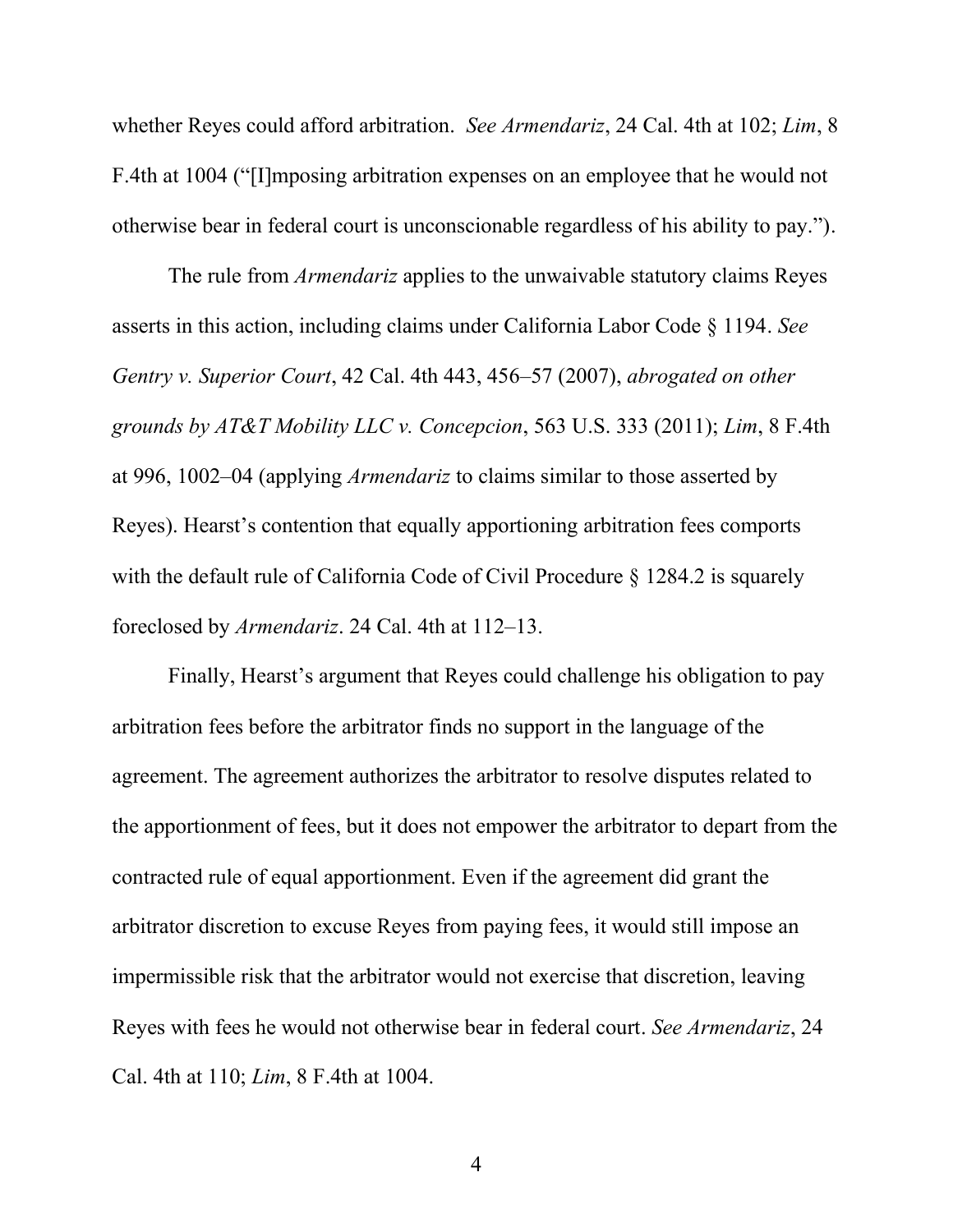whether Reyes could afford arbitration. *See Armendariz*, 24 Cal. 4th at 102; *Lim*, 8 F.4th at 1004 ("[I]mposing arbitration expenses on an employee that he would not otherwise bear in federal court is unconscionable regardless of his ability to pay.").

The rule from *Armendariz* applies to the unwaivable statutory claims Reyes asserts in this action, including claims under California Labor Code § 1194. *See Gentry v. Superior Court*, 42 Cal. 4th 443, 456–57 (2007), *abrogated on other grounds by AT&T Mobility LLC v. Concepcion*, 563 U.S. 333 (2011); *Lim*, 8 F.4th at 996, 1002–04 (applying *Armendariz* to claims similar to those asserted by Reyes). Hearst's contention that equally apportioning arbitration fees comports with the default rule of California Code of Civil Procedure § 1284.2 is squarely foreclosed by *Armendariz*. 24 Cal. 4th at 112–13.

Finally, Hearst's argument that Reyes could challenge his obligation to pay arbitration fees before the arbitrator finds no support in the language of the agreement. The agreement authorizes the arbitrator to resolve disputes related to the apportionment of fees, but it does not empower the arbitrator to depart from the contracted rule of equal apportionment. Even if the agreement did grant the arbitrator discretion to excuse Reyes from paying fees, it would still impose an impermissible risk that the arbitrator would not exercise that discretion, leaving Reyes with fees he would not otherwise bear in federal court. *See Armendariz*, 24 Cal. 4th at 110; *Lim*, 8 F.4th at 1004.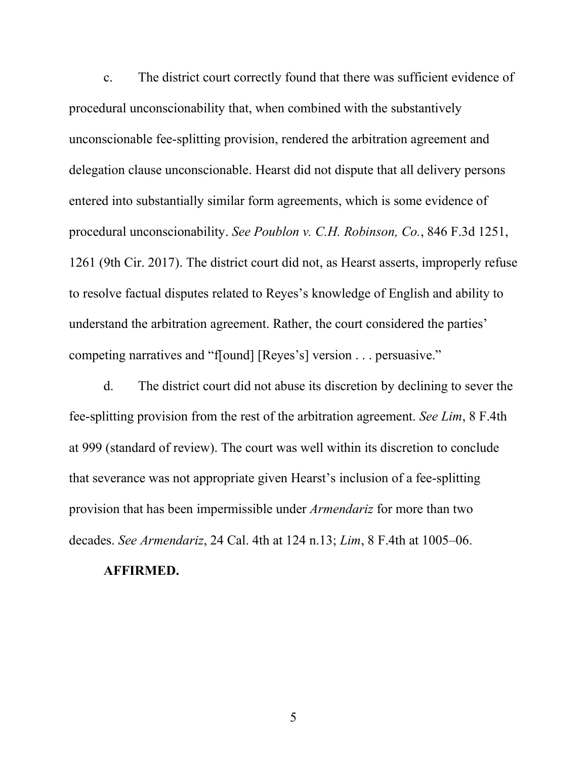c. The district court correctly found that there was sufficient evidence of procedural unconscionability that, when combined with the substantively unconscionable fee-splitting provision, rendered the arbitration agreement and delegation clause unconscionable. Hearst did not dispute that all delivery persons entered into substantially similar form agreements, which is some evidence of procedural unconscionability. *See Poublon v. C.H. Robinson, Co.*, 846 F.3d 1251, 1261 (9th Cir. 2017). The district court did not, as Hearst asserts, improperly refuse to resolve factual disputes related to Reyes's knowledge of English and ability to understand the arbitration agreement. Rather, the court considered the parties' competing narratives and "f[ound] [Reyes's] version . . . persuasive."

d. The district court did not abuse its discretion by declining to sever the fee-splitting provision from the rest of the arbitration agreement. *See Lim*, 8 F.4th at 999 (standard of review). The court was well within its discretion to conclude that severance was not appropriate given Hearst's inclusion of a fee-splitting provision that has been impermissible under *Armendariz* for more than two decades. *See Armendariz*, 24 Cal. 4th at 124 n.13; *Lim*, 8 F.4th at 1005–06.

**AFFIRMED.**